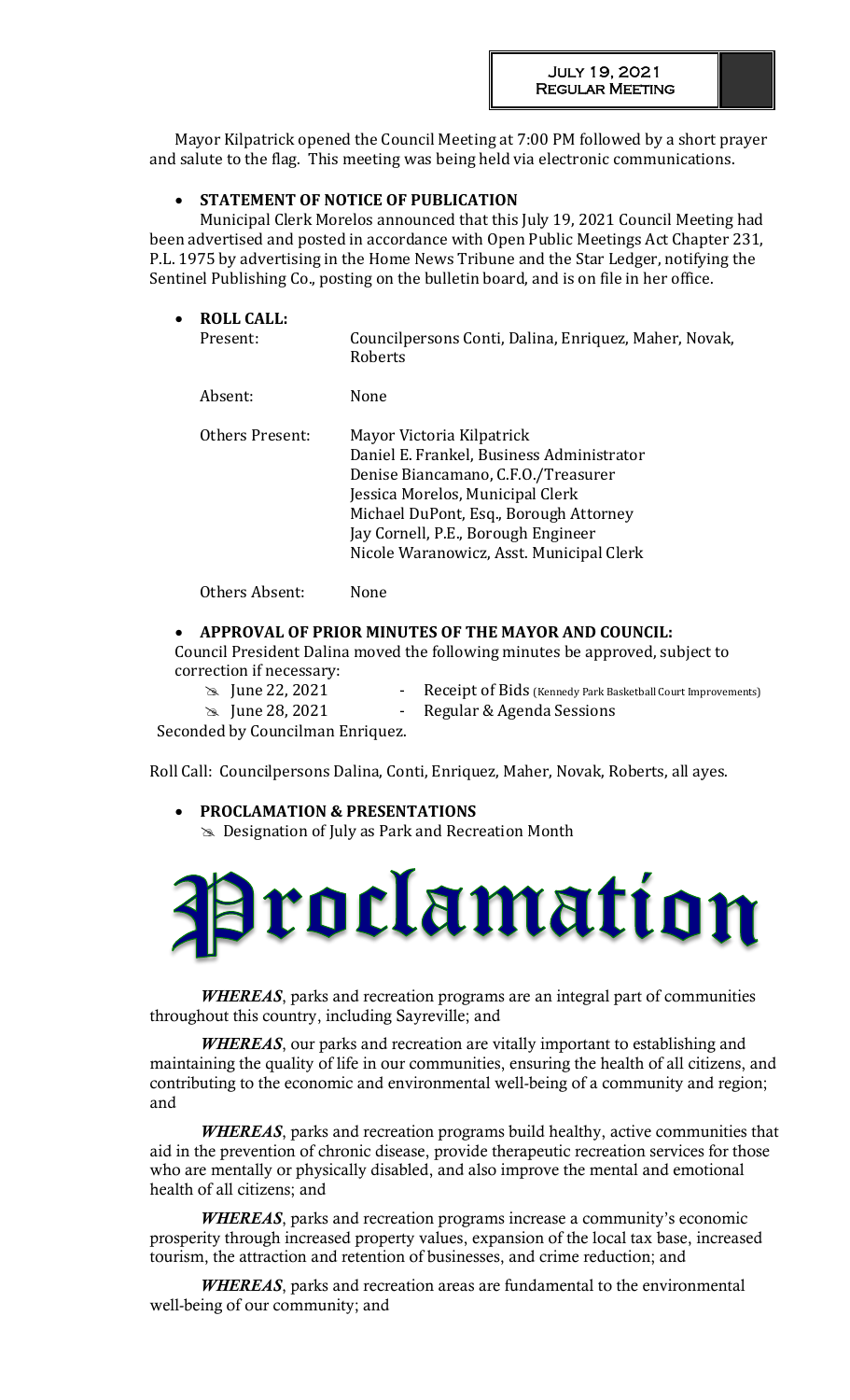July 19, 2021
Regular Meeting

Mayor Kilpatrick opened the Council Meeting at 7:00 PM followed by a short prayer and salute to the flag. This meeting was being held via electronic communications.

- **STATEMENT OF NOTICE OF PUBLICATION**

Municipal Clerk Morelos announced that this July 19, 2021 Council Meeting had been advertised and posted in accordance with Open Public Meetings Act Chapter 231, P.L. 1975 by advertising in the Home News Tribune and the Star Ledger, notifying the Sentinel Publishing Co., posting on the bulletin board, and is on file in her office.

- **ROLL CALL:**

| | |
|---|---|
| Present: | Councilpersons Conti, Dalina, Enriquez, Maher, Novak, Roberts |
| Absent: | None |
| Others Present: | Mayor Victoria Kilpatrick<br>Daniel E. Frankel, Business Administrator<br>Denise Biancamano, C.F.O./Treasurer<br>Jessica Morelos, Municipal Clerk<br>Michael DuPont, Esq., Borough Attorney<br>Jay Cornell, P.E., Borough Engineer<br>Nicole Waranowicz, Asst. Municipal Clerk |
| Others Absent: | None |

- **APPROVAL OF PRIOR MINUTES OF THE MAYOR AND COUNCIL:**

Council President Dalina moved the following minutes be approved, subject to correction if necessary:

- June 22, 2021 - Receipt of Bids (Kennedy Park Basketball Court Improvements)
- June 28, 2021 - Regular & Agenda Sessions

Seconded by Councilman Enriquez.

Roll Call: Councilpersons Dalina, Conti, Enriquez, Maher, Novak, Roberts, all ayes.

- **PROCLAMATION & PRESENTATIONS**
  - Designation of July as Park and Recreation Month

# Proclamation

***WHEREAS***, parks and recreation programs are an integral part of communities throughout this country, including Sayreville; and

***WHEREAS***, our parks and recreation are vitally important to establishing and maintaining the quality of life in our communities, ensuring the health of all citizens, and contributing to the economic and environmental well-being of a community and region; and

***WHEREAS***, parks and recreation programs build healthy, active communities that aid in the prevention of chronic disease, provide therapeutic recreation services for those who are mentally or physically disabled, and also improve the mental and emotional health of all citizens; and

***WHEREAS***, parks and recreation programs increase a community's economic prosperity through increased property values, expansion of the local tax base, increased tourism, the attraction and retention of businesses, and crime reduction; and

***WHEREAS***, parks and recreation areas are fundamental to the environmental well-being of our community; and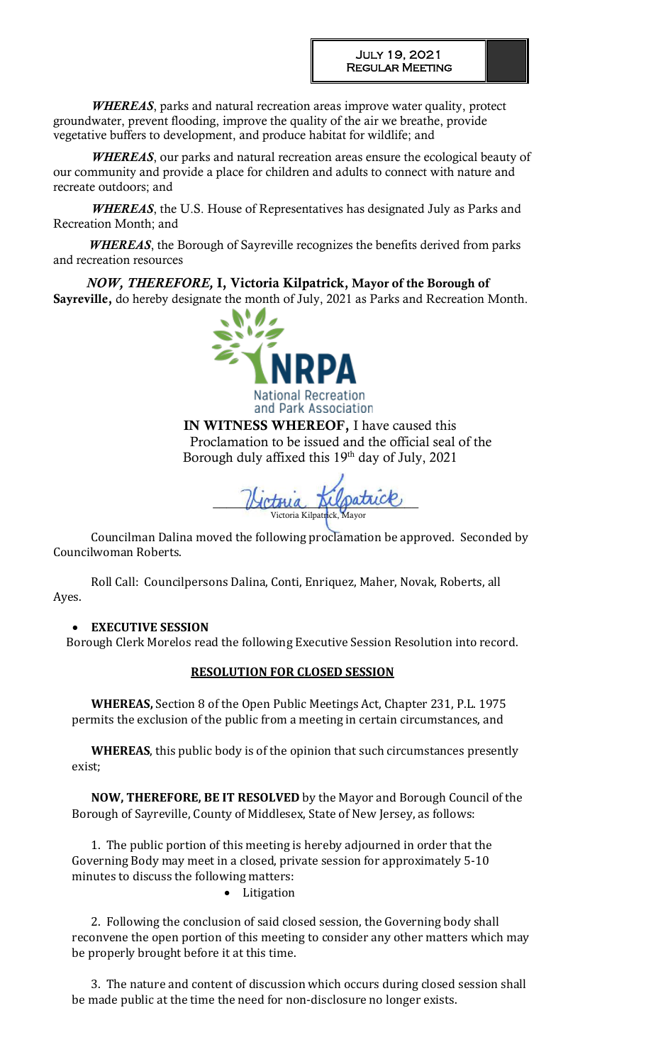*WHEREAS*, parks and natural recreation areas improve water quality, protect groundwater, prevent flooding, improve the quality of the air we breathe, provide vegetative buffers to development, and produce habitat for wildlife; and

*WHEREAS*, our parks and natural recreation areas ensure the ecological beauty of our community and provide a place for children and adults to connect with nature and recreate outdoors; and

*WHEREAS*, the U.S. House of Representatives has designated July as Parks and Recreation Month; and

*WHEREAS*, the Borough of Sayreville recognizes the benefits derived from parks and recreation resources

***NOW, THEREFORE,*** **I, Victoria Kilpatrick, Mayor of the Borough of Sayreville,** do hereby designate the month of July, 2021 as Parks and Recreation Month.

NRPA
National Recreation and Park Association

**IN WITNESS WHEREOF,** I have caused this Proclamation to be issued and the official seal of the Borough duly affixed this 19th day of July, 2021

Victoria Kilpatrick, Mayor

Councilman Dalina moved the following proclamation be approved. Seconded by Councilwoman Roberts.

Roll Call: Councilpersons Dalina, Conti, Enriquez, Maher, Novak, Roberts, all Ayes.

- **EXECUTIVE SESSION**

Borough Clerk Morelos read the following Executive Session Resolution into record.

**RESOLUTION FOR CLOSED SESSION**

**WHEREAS,** Section 8 of the Open Public Meetings Act, Chapter 231, P.L. 1975 permits the exclusion of the public from a meeting in certain circumstances, and

**WHEREAS**, this public body is of the opinion that such circumstances presently exist;

**NOW, THEREFORE, BE IT RESOLVED** by the Mayor and Borough Council of the Borough of Sayreville, County of Middlesex, State of New Jersey, as follows:

1. The public portion of this meeting is hereby adjourned in order that the Governing Body may meet in a closed, private session for approximately 5-10 minutes to discuss the following matters:
   - Litigation

2. Following the conclusion of said closed session, the Governing body shall reconvene the open portion of this meeting to consider any other matters which may be properly brought before it at this time.

3. The nature and content of discussion which occurs during closed session shall be made public at the time the need for non-disclosure no longer exists.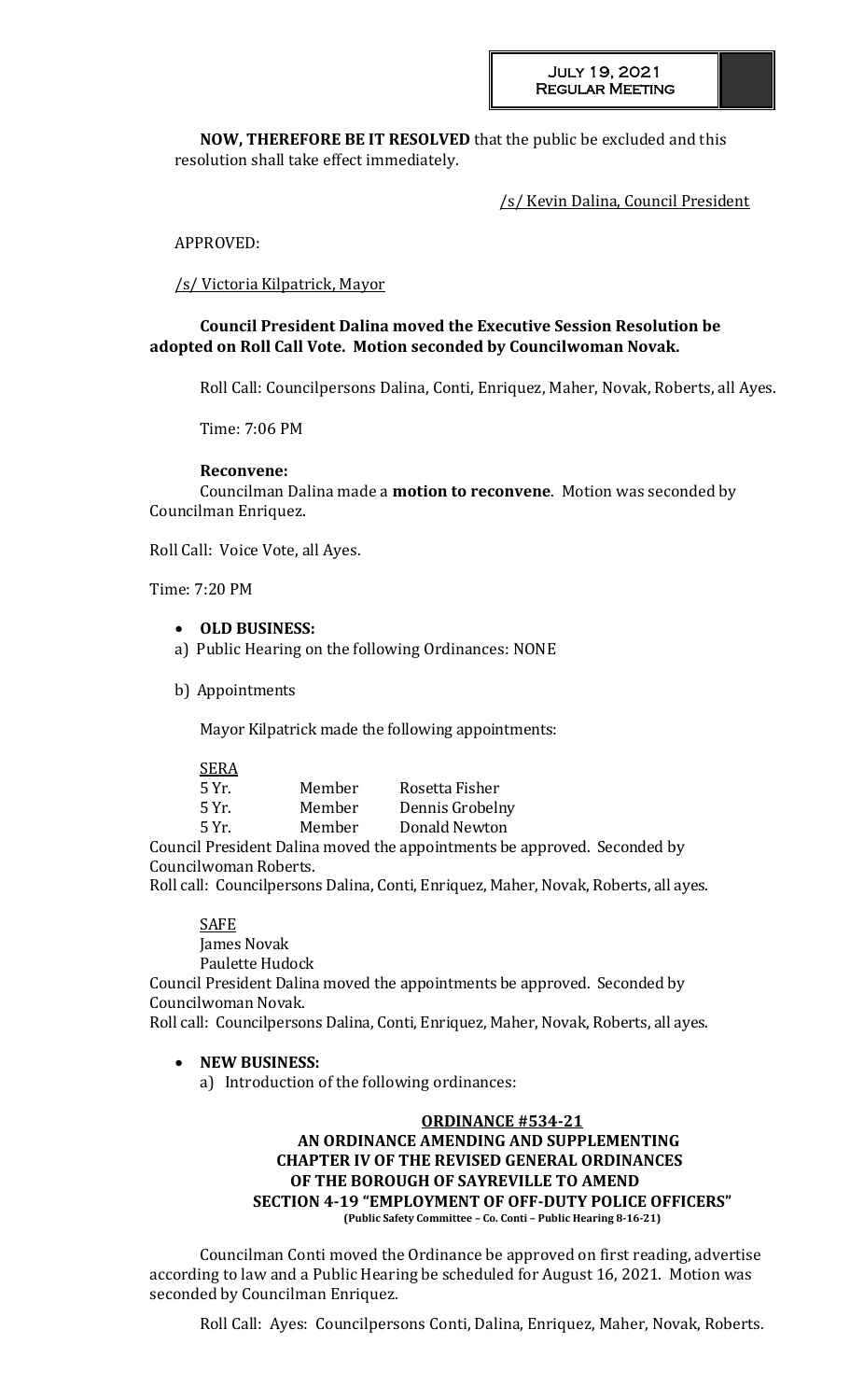**NOW, THEREFORE BE IT RESOLVED** that the public be excluded and this resolution shall take effect immediately.

/s/ Kevin Dalina, Council President

APPROVED:

/s/ Victoria Kilpatrick, Mayor

**Council President Dalina moved the Executive Session Resolution be adopted on Roll Call Vote. Motion seconded by Councilwoman Novak.**

Roll Call: Councilpersons Dalina, Conti, Enriquez, Maher, Novak, Roberts, all Ayes.

Time: 7:06 PM

**Reconvene:**

Councilman Dalina made a **motion to reconvene**. Motion was seconded by Councilman Enriquez.

Roll Call: Voice Vote, all Ayes.

Time: 7:20 PM

- **OLD BUSINESS:**

a) Public Hearing on the following Ordinances: NONE

b) Appointments

Mayor Kilpatrick made the following appointments:

SERA

| | | |
|---|---|---|
| 5 Yr. | Member | Rosetta Fisher |
| 5 Yr. | Member | Dennis Grobelny |
| 5 Yr. | Member | Donald Newton |

Council President Dalina moved the appointments be approved. Seconded by Councilwoman Roberts.

Roll call: Councilpersons Dalina, Conti, Enriquez, Maher, Novak, Roberts, all ayes.

SAFE

James Novak

Paulette Hudock

Council President Dalina moved the appointments be approved. Seconded by Councilwoman Novak.

Roll call: Councilpersons Dalina, Conti, Enriquez, Maher, Novak, Roberts, all ayes.

- **NEW BUSINESS:**

a) Introduction of the following ordinances:

**ORDINANCE #534-21**
**AN ORDINANCE AMENDING AND SUPPLEMENTING CHAPTER IV OF THE REVISED GENERAL ORDINANCES OF THE BOROUGH OF SAYREVILLE TO AMEND SECTION 4-19 "EMPLOYMENT OF OFF-DUTY POLICE OFFICERS"**
**(Public Safety Committee – Co. Conti – Public Hearing 8-16-21)**

Councilman Conti moved the Ordinance be approved on first reading, advertise according to law and a Public Hearing be scheduled for August 16, 2021. Motion was seconded by Councilman Enriquez.

Roll Call: Ayes: Councilpersons Conti, Dalina, Enriquez, Maher, Novak, Roberts.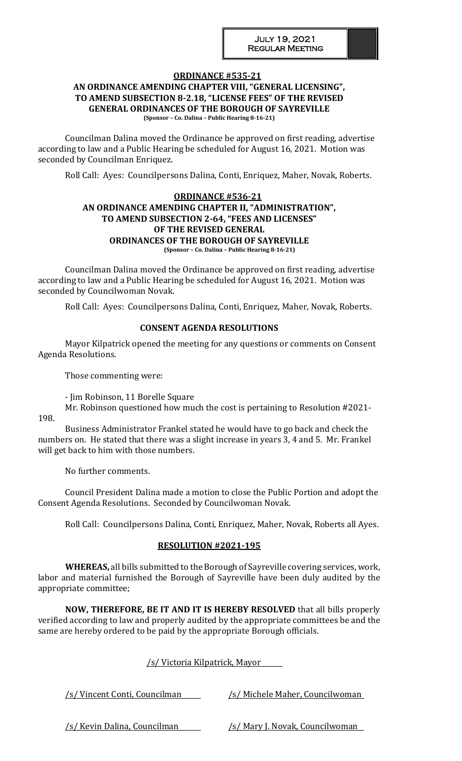**ORDINANCE #535-21**

**AN ORDINANCE AMENDING CHAPTER VIII, "GENERAL LICENSING", TO AMEND SUBSECTION 8-2.18, "LICENSE FEES" OF THE REVISED GENERAL ORDINANCES OF THE BOROUGH OF SAYREVILLE**

**(Sponsor – Co. Dalina – Public Hearing 8-16-21)**

Councilman Dalina moved the Ordinance be approved on first reading, advertise according to law and a Public Hearing be scheduled for August 16, 2021. Motion was seconded by Councilman Enriquez.

Roll Call: Ayes: Councilpersons Dalina, Conti, Enriquez, Maher, Novak, Roberts.

**ORDINANCE #536-21**

**AN ORDINANCE AMENDING CHAPTER II, "ADMINISTRATION", TO AMEND SUBSECTION 2-64, "FEES AND LICENSES" OF THE REVISED GENERAL ORDINANCES OF THE BOROUGH OF SAYREVILLE**

**(Sponsor – Co. Dalina – Public Hearing 8-16-21)**

Councilman Dalina moved the Ordinance be approved on first reading, advertise according to law and a Public Hearing be scheduled for August 16, 2021. Motion was seconded by Councilwoman Novak.

Roll Call: Ayes: Councilpersons Dalina, Conti, Enriquez, Maher, Novak, Roberts.

**CONSENT AGENDA RESOLUTIONS**

Mayor Kilpatrick opened the meeting for any questions or comments on Consent Agenda Resolutions.

Those commenting were:

- Jim Robinson, 11 Borelle Square

Mr. Robinson questioned how much the cost is pertaining to Resolution #2021-198.

Business Administrator Frankel stated he would have to go back and check the numbers on. He stated that there was a slight increase in years 3, 4 and 5. Mr. Frankel will get back to him with those numbers.

No further comments.

Council President Dalina made a motion to close the Public Portion and adopt the Consent Agenda Resolutions. Seconded by Councilwoman Novak.

Roll Call: Councilpersons Dalina, Conti, Enriquez, Maher, Novak, Roberts all Ayes.

**RESOLUTION #2021-195**

**WHEREAS,** all bills submitted to the Borough of Sayreville covering services, work, labor and material furnished the Borough of Sayreville have been duly audited by the appropriate committee;

**NOW, THEREFORE, BE IT AND IT IS HEREBY RESOLVED** that all bills properly verified according to law and properly audited by the appropriate committees be and the same are hereby ordered to be paid by the appropriate Borough officials.

/s/ Victoria Kilpatrick, Mayor

/s/ Vincent Conti, Councilman

/s/ Michele Maher, Councilwoman

/s/ Kevin Dalina, Councilman

/s/ Mary J. Novak, Councilwoman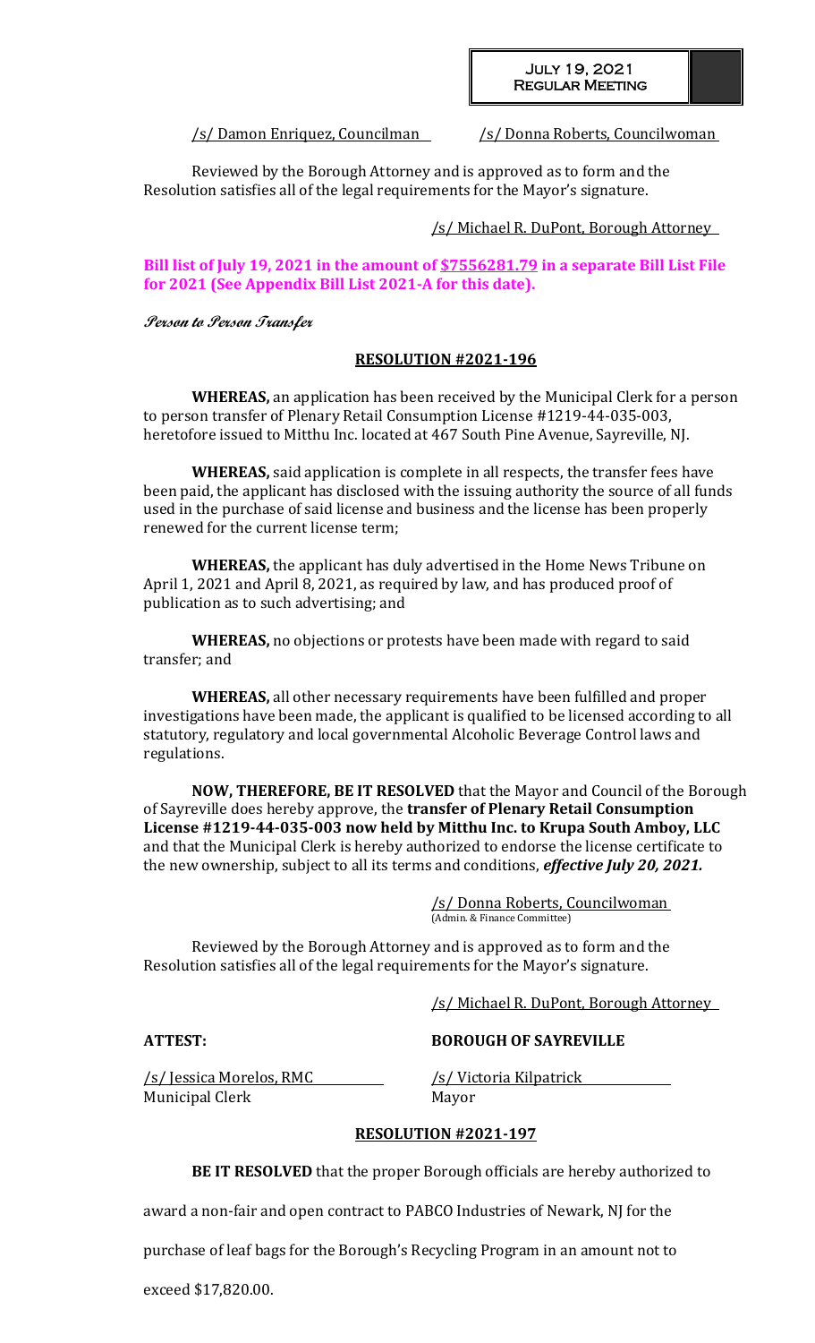/s/ Damon Enriquez, Councilman /s/ Donna Roberts, Councilwoman

Reviewed by the Borough Attorney and is approved as to form and the Resolution satisfies all of the legal requirements for the Mayor's signature.

/s/ Michael R. DuPont, Borough Attorney

**Bill list of July 19, 2021 in the amount of $7556281.79 in a separate Bill List File for 2021 (See Appendix Bill List 2021-A for this date).**

***Person to Person Transfer***

**RESOLUTION #2021-196**

**WHEREAS,** an application has been received by the Municipal Clerk for a person to person transfer of Plenary Retail Consumption License #1219-44-035-003, heretofore issued to Mitthu Inc. located at 467 South Pine Avenue, Sayreville, NJ.

**WHEREAS,** said application is complete in all respects, the transfer fees have been paid, the applicant has disclosed with the issuing authority the source of all funds used in the purchase of said license and business and the license has been properly renewed for the current license term;

**WHEREAS,** the applicant has duly advertised in the Home News Tribune on April 1, 2021 and April 8, 2021, as required by law, and has produced proof of publication as to such advertising; and

**WHEREAS,** no objections or protests have been made with regard to said transfer; and

**WHEREAS,** all other necessary requirements have been fulfilled and proper investigations have been made, the applicant is qualified to be licensed according to all statutory, regulatory and local governmental Alcoholic Beverage Control laws and regulations.

**NOW, THEREFORE, BE IT RESOLVED** that the Mayor and Council of the Borough of Sayreville does hereby approve, the **transfer of Plenary Retail Consumption License #1219-44-035-003 now held by Mitthu Inc. to Krupa South Amboy, LLC** and that the Municipal Clerk is hereby authorized to endorse the license certificate to the new ownership, subject to all its terms and conditions, ***effective July 20, 2021.***

/s/ Donna Roberts, Councilwoman
(Admin. & Finance Committee)

Reviewed by the Borough Attorney and is approved as to form and the Resolution satisfies all of the legal requirements for the Mayor's signature.

/s/ Michael R. DuPont, Borough Attorney

**ATTEST:** **BOROUGH OF SAYREVILLE**

/s/ Jessica Morelos, RMC
Municipal Clerk

/s/ Victoria Kilpatrick
Mayor

**RESOLUTION #2021-197**

**BE IT RESOLVED** that the proper Borough officials are hereby authorized to award a non-fair and open contract to PABCO Industries of Newark, NJ for the purchase of leaf bags for the Borough's Recycling Program in an amount not to exceed $17,820.00.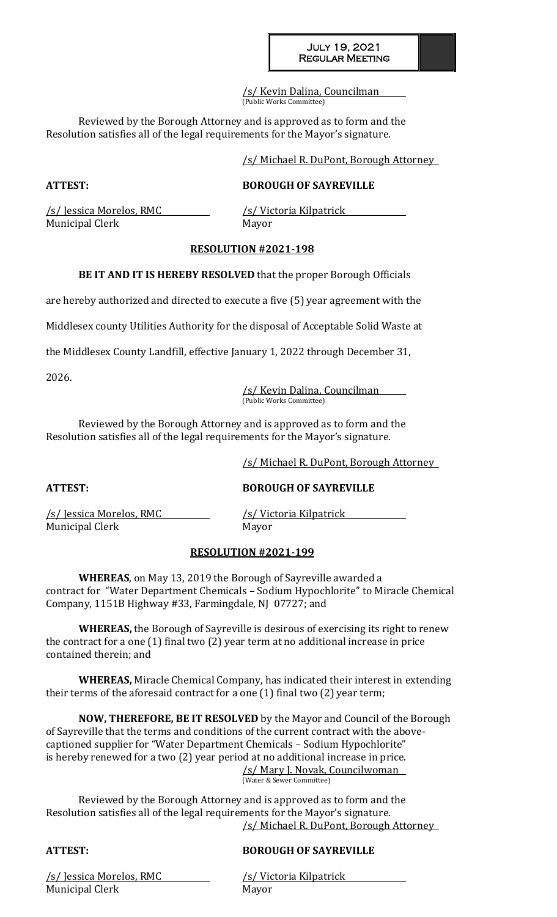/s/ Kevin Dalina, Councilman
(Public Works Committee)

Reviewed by the Borough Attorney and is approved as to form and the Resolution satisfies all of the legal requirements for the Mayor's signature.

/s/ Michael R. DuPont, Borough Attorney

**ATTEST:** **BOROUGH OF SAYREVILLE**

/s/ Jessica Morelos, RMC
Municipal Clerk

/s/ Victoria Kilpatrick
Mayor

**RESOLUTION #2021-198**

**BE IT AND IT IS HEREBY RESOLVED** that the proper Borough Officials are hereby authorized and directed to execute a five (5) year agreement with the Middlesex county Utilities Authority for the disposal of Acceptable Solid Waste at the Middlesex County Landfill, effective January 1, 2022 through December 31, 2026.

/s/ Kevin Dalina, Councilman
(Public Works Committee)

Reviewed by the Borough Attorney and is approved as to form and the Resolution satisfies all of the legal requirements for the Mayor's signature.

/s/ Michael R. DuPont, Borough Attorney

**ATTEST:** **BOROUGH OF SAYREVILLE**

/s/ Jessica Morelos, RMC
Municipal Clerk

/s/ Victoria Kilpatrick
Mayor

**RESOLUTION #2021-199**

**WHEREAS**, on May 13, 2019 the Borough of Sayreville awarded a contract for "Water Department Chemicals – Sodium Hypochlorite" to Miracle Chemical Company, 1151B Highway #33, Farmingdale, NJ 07727; and

**WHEREAS,** the Borough of Sayreville is desirous of exercising its right to renew the contract for a one (1) final two (2) year term at no additional increase in price contained therein; and

**WHEREAS,** Miracle Chemical Company, has indicated their interest in extending their terms of the aforesaid contract for a one (1) final two (2) year term;

**NOW, THEREFORE, BE IT RESOLVED** by the Mayor and Council of the Borough of Sayreville that the terms and conditions of the current contract with the above-captioned supplier for "Water Department Chemicals – Sodium Hypochlorite" is hereby renewed for a two (2) year period at no additional increase in price.

/s/ Mary J. Novak, Councilwoman
(Water & Sewer Committee)

Reviewed by the Borough Attorney and is approved as to form and the Resolution satisfies all of the legal requirements for the Mayor's signature.

/s/ Michael R. DuPont, Borough Attorney

**ATTEST:** **BOROUGH OF SAYREVILLE**

/s/ Jessica Morelos, RMC
Municipal Clerk

/s/ Victoria Kilpatrick
Mayor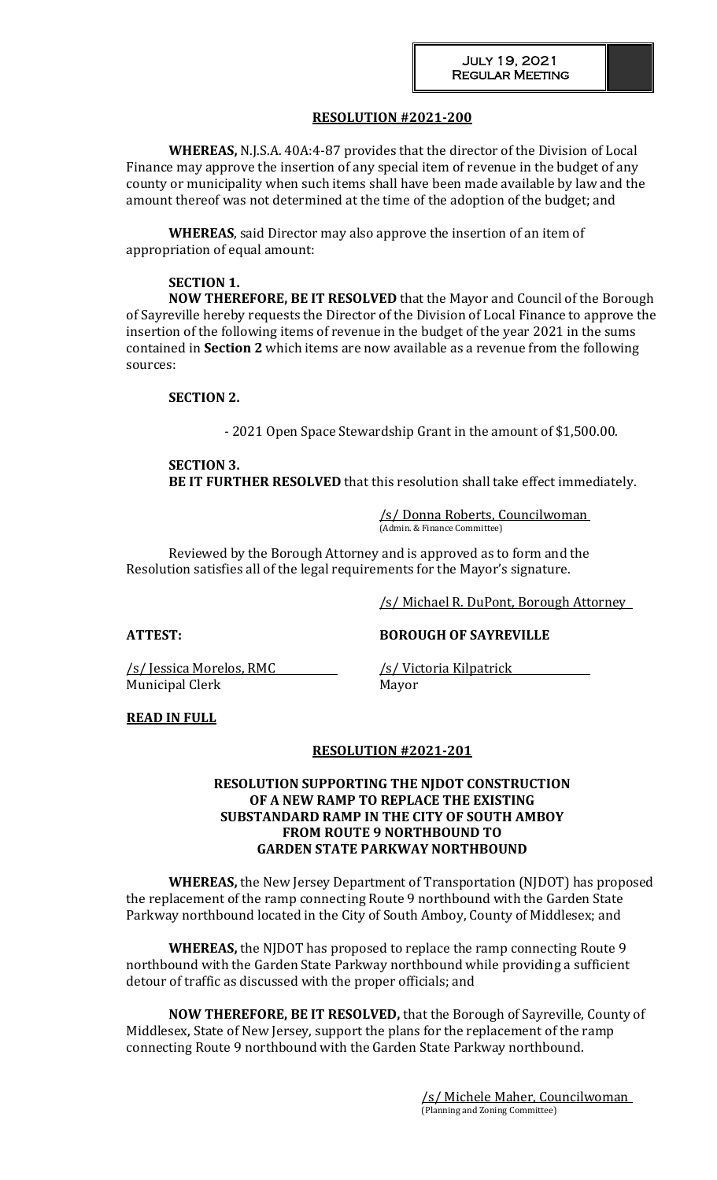## RESOLUTION #2021-200

**WHEREAS,** N.J.S.A. 40A:4-87 provides that the director of the Division of Local Finance may approve the insertion of any special item of revenue in the budget of any county or municipality when such items shall have been made available by law and the amount thereof was not determined at the time of the adoption of the budget; and

**WHEREAS**, said Director may also approve the insertion of an item of appropriation of equal amount:

**SECTION 1.**

**NOW THEREFORE, BE IT RESOLVED** that the Mayor and Council of the Borough of Sayreville hereby requests the Director of the Division of Local Finance to approve the insertion of the following items of revenue in the budget of the year 2021 in the sums contained in **Section 2** which items are now available as a revenue from the following sources:

**SECTION 2.**

- 2021 Open Space Stewardship Grant in the amount of $1,500.00.

**SECTION 3.**

**BE IT FURTHER RESOLVED** that this resolution shall take effect immediately.

/s/ Donna Roberts, Councilwoman
(Admin. & Finance Committee)

Reviewed by the Borough Attorney and is approved as to form and the Resolution satisfies all of the legal requirements for the Mayor's signature.

/s/ Michael R. DuPont, Borough Attorney

**ATTEST:** **BOROUGH OF SAYREVILLE**

/s/ Jessica Morelos, RMC
Municipal Clerk

/s/ Victoria Kilpatrick
Mayor

**READ IN FULL**

## RESOLUTION #2021-201

### RESOLUTION SUPPORTING THE NJDOT CONSTRUCTION OF A NEW RAMP TO REPLACE THE EXISTING SUBSTANDARD RAMP IN THE CITY OF SOUTH AMBOY FROM ROUTE 9 NORTHBOUND TO GARDEN STATE PARKWAY NORTHBOUND

**WHEREAS,** the New Jersey Department of Transportation (NJDOT) has proposed the replacement of the ramp connecting Route 9 northbound with the Garden State Parkway northbound located in the City of South Amboy, County of Middlesex; and

**WHEREAS,** the NJDOT has proposed to replace the ramp connecting Route 9 northbound with the Garden State Parkway northbound while providing a sufficient detour of traffic as discussed with the proper officials; and

**NOW THEREFORE, BE IT RESOLVED,** that the Borough of Sayreville, County of Middlesex, State of New Jersey, support the plans for the replacement of the ramp connecting Route 9 northbound with the Garden State Parkway northbound.

/s/ Michele Maher, Councilwoman
(Planning and Zoning Committee)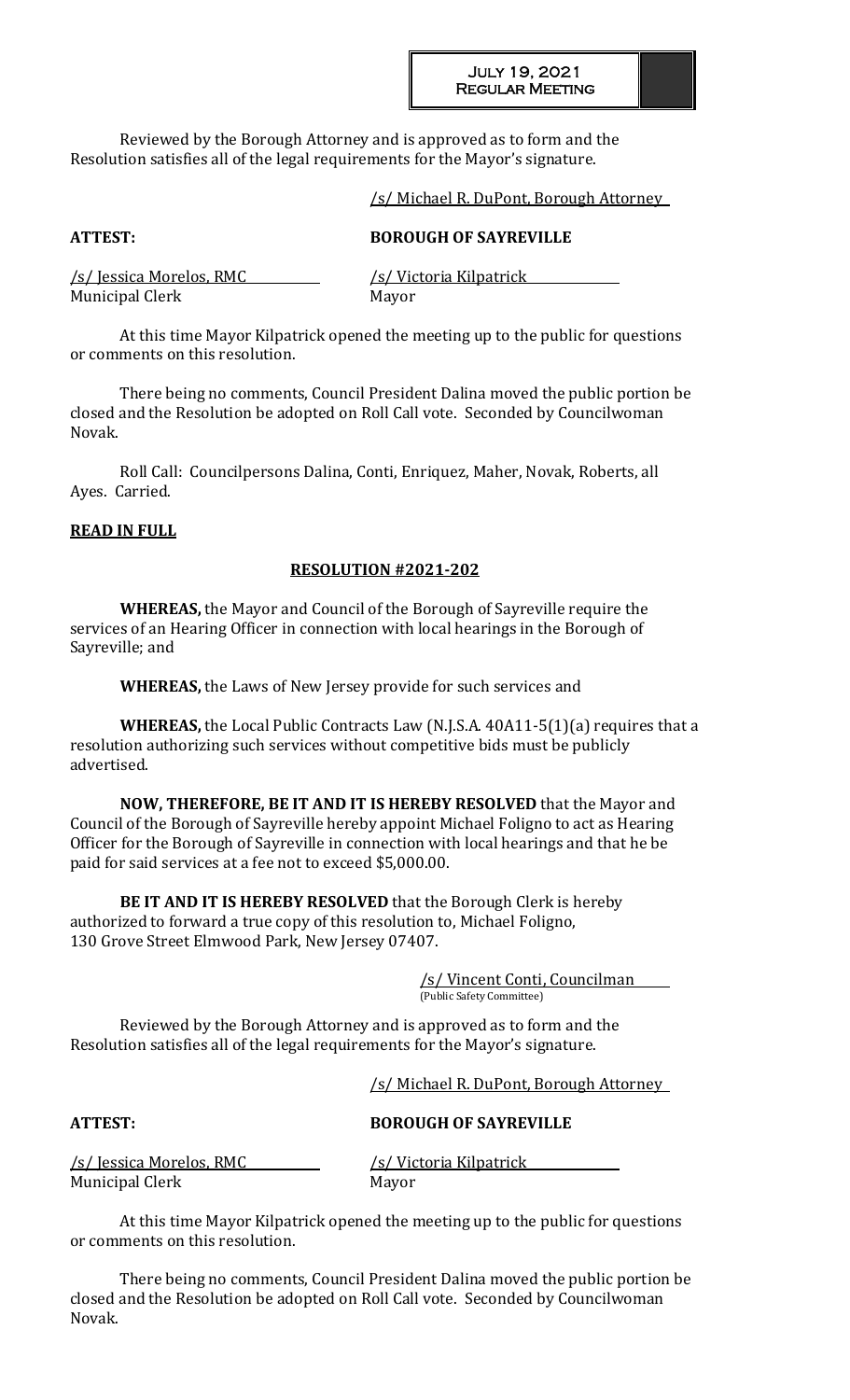Reviewed by the Borough Attorney and is approved as to form and the Resolution satisfies all of the legal requirements for the Mayor's signature.

/s/ Michael R. DuPont, Borough Attorney

**ATTEST:** **BOROUGH OF SAYREVILLE**

/s/ Jessica Morelos, RMC
Municipal Clerk

/s/ Victoria Kilpatrick
Mayor

At this time Mayor Kilpatrick opened the meeting up to the public for questions or comments on this resolution.

There being no comments, Council President Dalina moved the public portion be closed and the Resolution be adopted on Roll Call vote. Seconded by Councilwoman Novak.

Roll Call: Councilpersons Dalina, Conti, Enriquez, Maher, Novak, Roberts, all Ayes. Carried.

**READ IN FULL**

**RESOLUTION #2021-202**

**WHEREAS,** the Mayor and Council of the Borough of Sayreville require the services of an Hearing Officer in connection with local hearings in the Borough of Sayreville; and

**WHEREAS,** the Laws of New Jersey provide for such services and

**WHEREAS,** the Local Public Contracts Law (N.J.S.A. 40A11-5(1)(a) requires that a resolution authorizing such services without competitive bids must be publicly advertised.

**NOW, THEREFORE, BE IT AND IT IS HEREBY RESOLVED** that the Mayor and Council of the Borough of Sayreville hereby appoint Michael Foligno to act as Hearing Officer for the Borough of Sayreville in connection with local hearings and that he be paid for said services at a fee not to exceed $5,000.00.

**BE IT AND IT IS HEREBY RESOLVED** that the Borough Clerk is hereby authorized to forward a true copy of this resolution to, Michael Foligno, 130 Grove Street Elmwood Park, New Jersey 07407.

/s/ Vincent Conti, Councilman
(Public Safety Committee)

Reviewed by the Borough Attorney and is approved as to form and the Resolution satisfies all of the legal requirements for the Mayor's signature.

/s/ Michael R. DuPont, Borough Attorney

**ATTEST:** **BOROUGH OF SAYREVILLE**

/s/ Jessica Morelos, RMC
Municipal Clerk

/s/ Victoria Kilpatrick
Mayor

At this time Mayor Kilpatrick opened the meeting up to the public for questions or comments on this resolution.

There being no comments, Council President Dalina moved the public portion be closed and the Resolution be adopted on Roll Call vote. Seconded by Councilwoman Novak.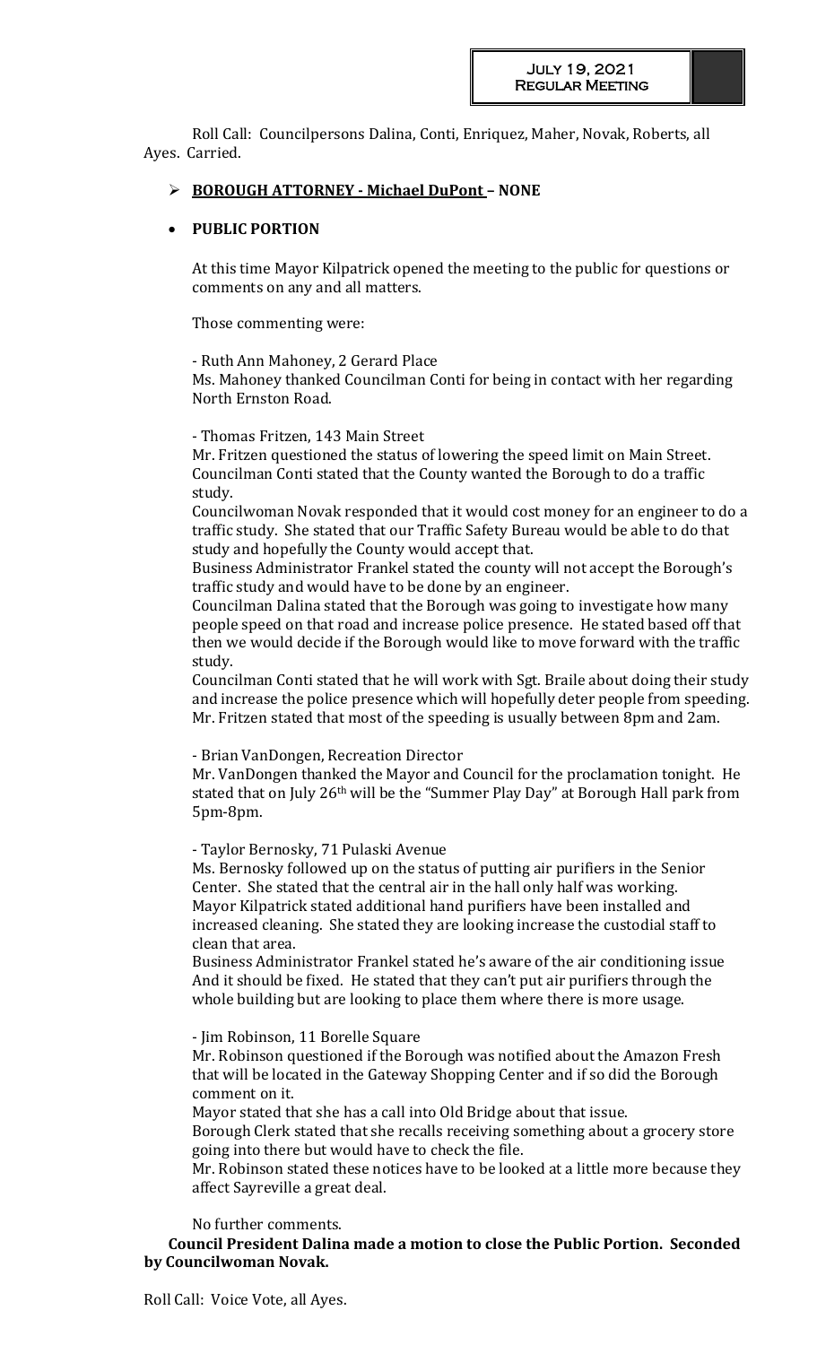Roll Call: Councilpersons Dalina, Conti, Enriquez, Maher, Novak, Roberts, all Ayes. Carried.

- **BOROUGH ATTORNEY - Michael DuPont – NONE**

- **PUBLIC PORTION**

At this time Mayor Kilpatrick opened the meeting to the public for questions or comments on any and all matters.

Those commenting were:

\- Ruth Ann Mahoney, 2 Gerard Place
Ms. Mahoney thanked Councilman Conti for being in contact with her regarding North Ernston Road.

\- Thomas Fritzen, 143 Main Street
Mr. Fritzen questioned the status of lowering the speed limit on Main Street.
Councilman Conti stated that the County wanted the Borough to do a traffic study.
Councilwoman Novak responded that it would cost money for an engineer to do a traffic study. She stated that our Traffic Safety Bureau would be able to do that study and hopefully the County would accept that.
Business Administrator Frankel stated the county will not accept the Borough's traffic study and would have to be done by an engineer.
Councilman Dalina stated that the Borough was going to investigate how many people speed on that road and increase police presence. He stated based off that then we would decide if the Borough would like to move forward with the traffic study.
Councilman Conti stated that he will work with Sgt. Braile about doing their study and increase the police presence which will hopefully deter people from speeding.
Mr. Fritzen stated that most of the speeding is usually between 8pm and 2am.

\- Brian VanDongen, Recreation Director
Mr. VanDongen thanked the Mayor and Council for the proclamation tonight. He stated that on July 26th will be the "Summer Play Day" at Borough Hall park from 5pm-8pm.

\- Taylor Bernosky, 71 Pulaski Avenue
Ms. Bernosky followed up on the status of putting air purifiers in the Senior Center. She stated that the central air in the hall only half was working.
Mayor Kilpatrick stated additional hand purifiers have been installed and increased cleaning. She stated they are looking increase the custodial staff to clean that area.
Business Administrator Frankel stated he's aware of the air conditioning issue And it should be fixed. He stated that they can't put air purifiers through the whole building but are looking to place them where there is more usage.

\- Jim Robinson, 11 Borelle Square
Mr. Robinson questioned if the Borough was notified about the Amazon Fresh that will be located in the Gateway Shopping Center and if so did the Borough comment on it.
Mayor stated that she has a call into Old Bridge about that issue.
Borough Clerk stated that she recalls receiving something about a grocery store going into there but would have to check the file.
Mr. Robinson stated these notices have to be looked at a little more because they affect Sayreville a great deal.

No further comments.

**Council President Dalina made a motion to close the Public Portion. Seconded by Councilwoman Novak.**

Roll Call: Voice Vote, all Ayes.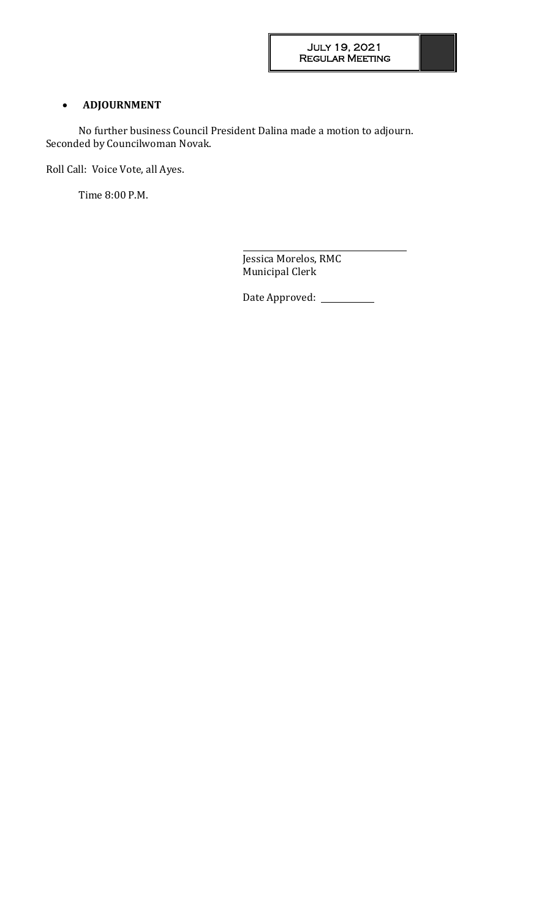- **ADJOURNMENT**

No further business Council President Dalina made a motion to adjourn. Seconded by Councilwoman Novak.

Roll Call: Voice Vote, all Ayes.

Time 8:00 P.M.

Jessica Morelos, RMC
Municipal Clerk

Date Approved: \_\_\_\_\_\_\_\_\_\_\_